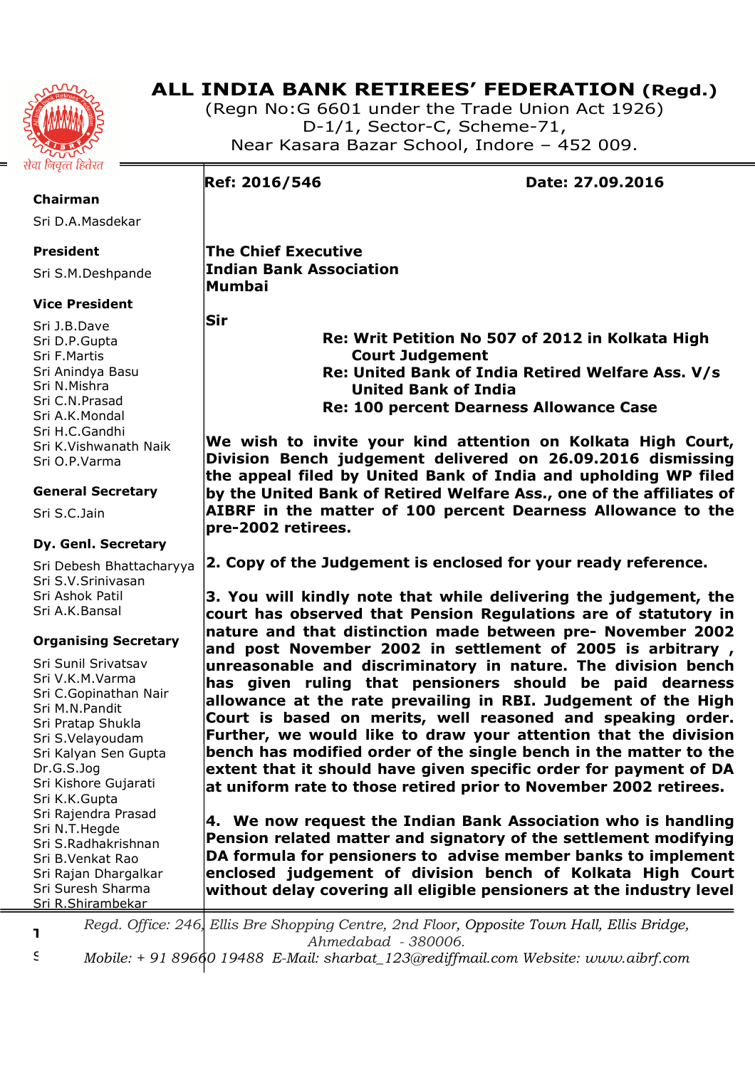# ALL INDIA BANK RETIREES' FEDERATION (Regd.)

(Regn No:G 6601 under the Trade Union Act 1926)
D-1/1, Sector-C, Scheme-71,
Near Kasara Bazar School, Indore – 452 009.

सेवा निवृत्त हितेरत

**Chairman**
Sri D.A.Masdekar

**President**
Sri S.M.Deshpande

**Vice President**
Sri J.B.Dave
Sri D.P.Gupta
Sri F.Martis
Sri Anindya Basu
Sri N.Mishra
Sri C.N.Prasad
Sri A.K.Mondal
Sri H.C.Gandhi
Sri K.Vishwanath Naik
Sri O.P.Varma

**General Secretary**
Sri S.C.Jain

**Dy. Genl. Secretary**
Sri Debesh Bhattacharyya
Sri S.V.Srinivasan
Sri Ashok Patil
Sri A.K.Bansal

**Organising Secretary**
Sri Sunil Srivatsav
Sri V.K.M.Varma
Sri C.Gopinathan Nair
Sri M.N.Pandit
Sri Pratap Shukla
Sri S.Velayoudam
Sri Kalyan Sen Gupta
Dr.G.S.Jog
Sri Kishore Gujarati
Sri K.K.Gupta
Sri Rajendra Prasad
Sri N.T.Hegde
Sri S.Radhakrishnan
Sri B.Venkat Rao
Sri Rajan Dhargalkar
Sri Suresh Sharma
Sri R.Shirambekar

**Ref: 2016/546** **Date: 27.09.2016**

**The Chief Executive**
**Indian Bank Association**
**Mumbai**

**Sir**

**Re: Writ Petition No 507 of 2012 in Kolkata High Court Judgement**
**Re: United Bank of India Retired Welfare Ass. V/s United Bank of India**
**Re: 100 percent Dearness Allowance Case**

**We wish to invite your kind attention on Kolkata High Court, Division Bench judgement delivered on 26.09.2016 dismissing the appeal filed by United Bank of India and upholding WP filed by the United Bank of Retired Welfare Ass., one of the affiliates of AIBRF in the matter of 100 percent Dearness Allowance to the pre-2002 retirees.**

**2. Copy of the Judgement is enclosed for your ready reference.**

**3. You will kindly note that while delivering the judgement, the court has observed that Pension Regulations are of statutory in nature and that distinction made between pre- November 2002 and post November 2002 in settlement of 2005 is arbitrary , unreasonable and discriminatory in nature. The division bench has given ruling that pensioners should be paid dearness allowance at the rate prevailing in RBI. Judgement of the High Court is based on merits, well reasoned and speaking order. Further, we would like to draw your attention that the division bench has modified order of the single bench in the matter to the extent that it should have given specific order for payment of DA at uniform rate to those retired prior to November 2002 retirees.**

**4. We now request the Indian Bank Association who is handling Pension related matter and signatory of the settlement modifying DA formula for pensioners to advise member banks to implement enclosed judgement of division bench of Kolkata High Court without delay covering all eligible pensioners at the industry level**

*Regd. Office: 246, Ellis Bre Shopping Centre, 2nd Floor, Opposite Town Hall, Ellis Bridge, Ahmedabad - 380006.*
*Mobile: + 91 89660 19488 E-Mail: sharbat_123@rediffmail.com Website: www.aibrf.com*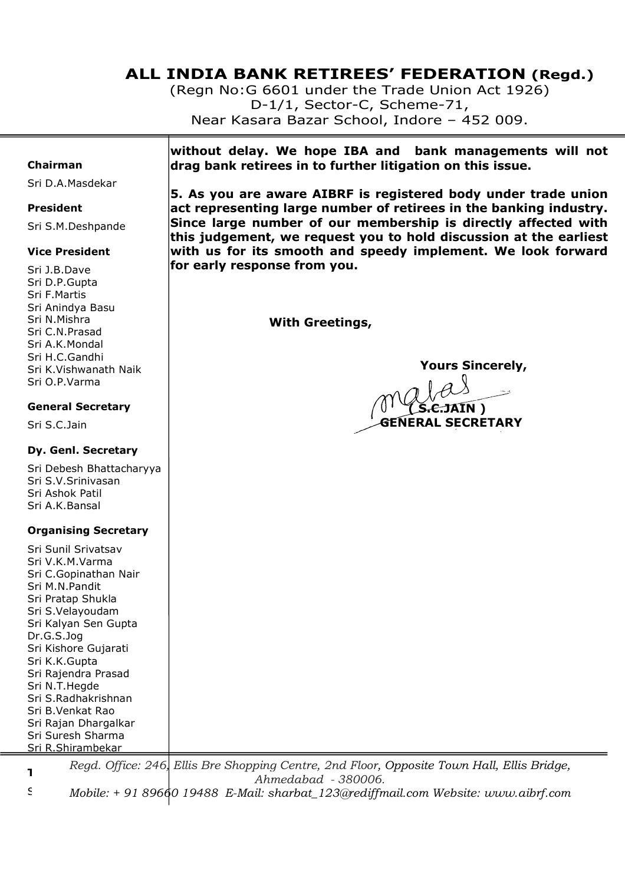# ALL INDIA BANK RETIREES' FEDERATION (Regd.)

(Regn No:G 6601 under the Trade Union Act 1926)
D-1/1, Sector-C, Scheme-71,
Near Kasara Bazar School, Indore – 452 009.

**Chairman**
Sri D.A.Masdekar

**President**
Sri S.M.Deshpande

**Vice President**
Sri J.B.Dave
Sri D.P.Gupta
Sri F.Martis
Sri Anindya Basu
Sri N.Mishra
Sri C.N.Prasad
Sri A.K.Mondal
Sri H.C.Gandhi
Sri K.Vishwanath Naik
Sri O.P.Varma

**General Secretary**
Sri S.C.Jain

**Dy. Genl. Secretary**
Sri Debesh Bhattacharyya
Sri S.V.Srinivasan
Sri Ashok Patil
Sri A.K.Bansal

**Organising Secretary**
Sri Sunil Srivatsav
Sri V.K.M.Varma
Sri C.Gopinathan Nair
Sri M.N.Pandit
Sri Pratap Shukla
Sri S.Velayoudam
Sri Kalyan Sen Gupta
Dr.G.S.Jog
Sri Kishore Gujarati
Sri K.K.Gupta
Sri Rajendra Prasad
Sri N.T.Hegde
Sri S.Radhakrishnan
Sri B.Venkat Rao
Sri Rajan Dhargalkar
Sri Suresh Sharma
Sri R.Shirambekar

**without delay. We hope IBA and bank managements will not drag bank retirees in to further litigation on this issue.**

**5. As you are aware AIBRF is registered body under trade union act representing large number of retirees in the banking industry. Since large number of our membership is directly affected with this judgement, we request you to hold discussion at the earliest with us for its smooth and speedy implement. We look forward for early response from you.**

**With Greetings,**

**Yours Sincerely,**

**( S.C.JAIN )**
**GENERAL SECRETARY**

*Regd. Office: 246, Ellis Bre Shopping Centre, 2nd Floor, Opposite Town Hall, Ellis Bridge, Ahmedabad - 380006.*
*Mobile: + 91 89660 19488 E-Mail: sharbat_123@rediffmail.com Website: www.aibrf.com*